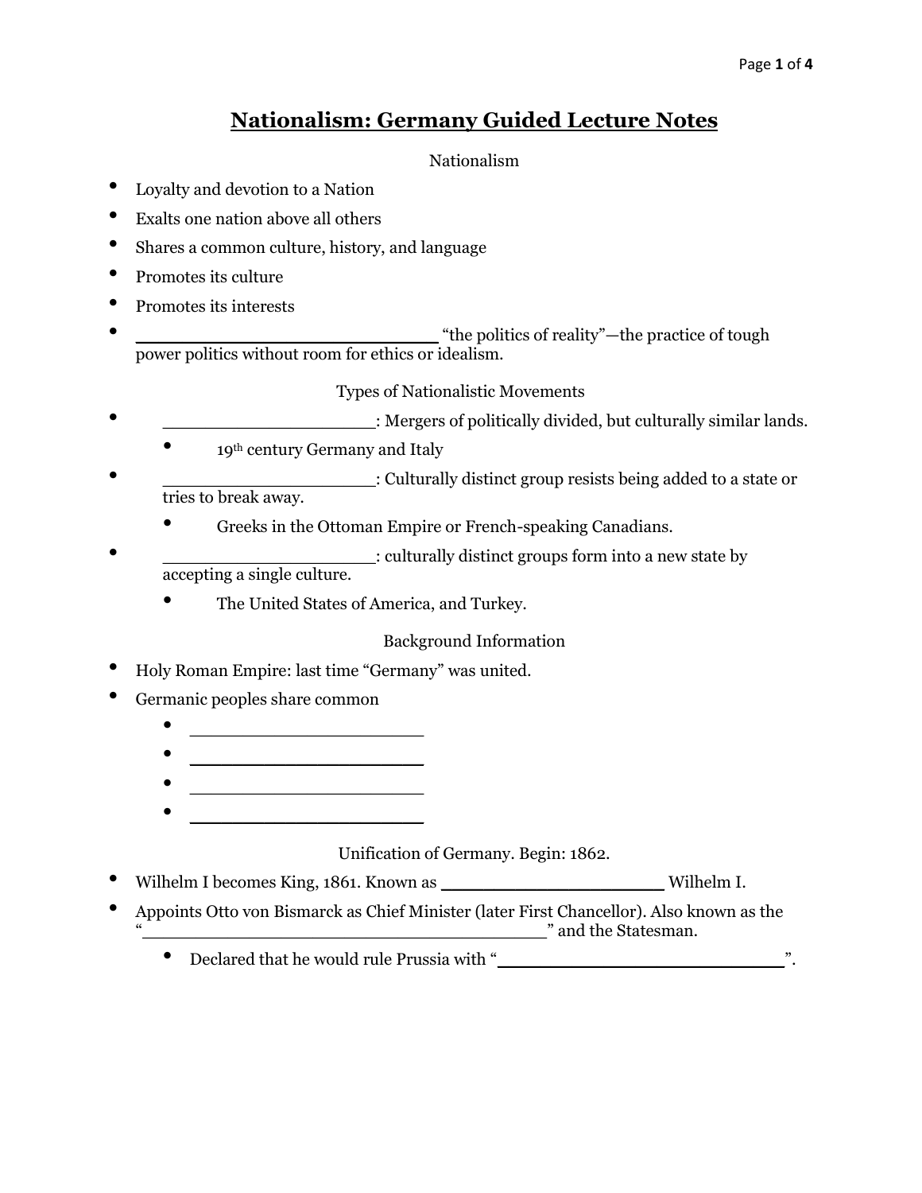# Nationalism: Germany Guided Lecture Notes

## Nationalism

- Loyalty and devotion to a Nation
- Exalts one nation above all others
- Shares a common culture, history, and language
- Promotes its culture
- Promotes its interests
- ____________________________ "the politics of reality"—the practice of tough power politics without room for ethics or idealism.

## Types of Nationalistic Movements

- ____________________: Mergers of politically divided, but culturally similar lands.
  - 19th century Germany and Italy
- ____________________: Culturally distinct group resists being added to a state or tries to break away.
  - Greeks in the Ottoman Empire or French-speaking Canadians.
- ____________________: culturally distinct groups form into a new state by accepting a single culture.
  - The United States of America, and Turkey.

## Background Information

- Holy Roman Empire: last time "Germany" was united.
- Germanic peoples share common
  - ______________________
  - ______________________
  - ______________________
  - ______________________

## Unification of Germany. Begin: 1862.

- Wilhelm I becomes King, 1861. Known as ____________________ Wilhelm I.
- Appoints Otto von Bismarck as Chief Minister (later First Chancellor). Also known as the "______________________________________" and the Statesman.
  - Declared that he would rule Prussia with "__________________________".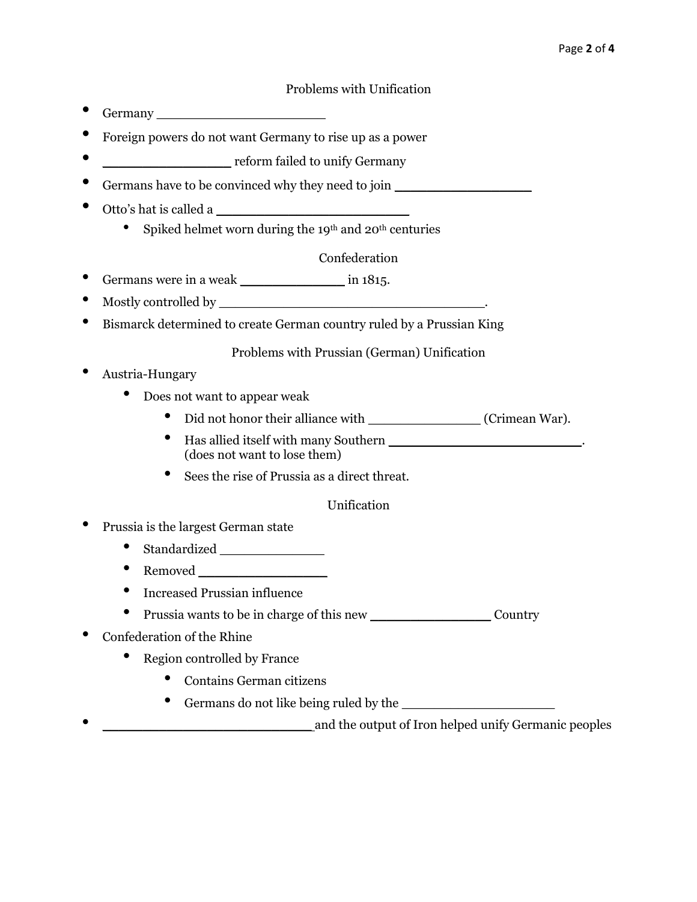## Problems with Unification

- Germany ____________________
- Foreign powers do not want Germany to rise up as a power
- _______________ reform failed to unify Germany
- Germans have to be convinced why they need to join ________________
- Otto's hat is called a _______________________
  - Spiked helmet worn during the 19th and 20th centuries

## Confederation

- Germans were in a weak ____________ in 1815.
- Mostly controlled by _______________________________.
- Bismarck determined to create German country ruled by a Prussian King

## Problems with Prussian (German) Unification

- Austria-Hungary
  - Does not want to appear weak
    - Did not honor their alliance with _____________ (Crimean War).
    - Has allied itself with many Southern _______________________.
      (does not want to lose them)
    - Sees the rise of Prussia as a direct threat.

## Unification

- Prussia is the largest German state
  - Standardized ____________
  - Removed _______________
  - Increased Prussian influence
  - Prussia wants to be in charge of this new ______________ Country
- Confederation of the Rhine
  - Region controlled by France
    - Contains German citizens
    - Germans do not like being ruled by the __________________
- _________________________and the output of Iron helped unify Germanic peoples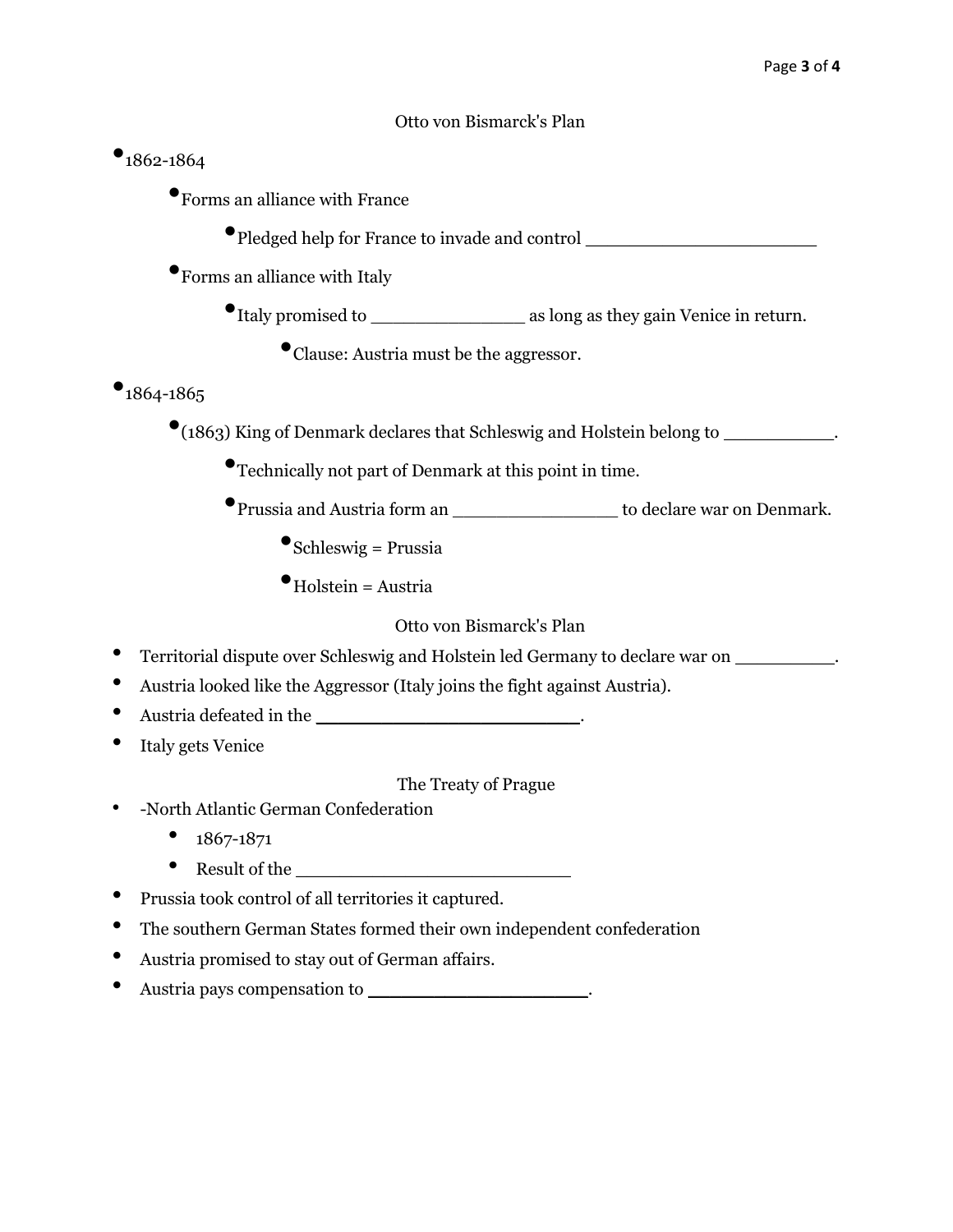## Otto von Bismarck's Plan

- 1862-1864
  - Forms an alliance with France
    - Pledged help for France to invade and control ______________________
  - Forms an alliance with Italy
    - Italy promised to _______________ as long as they gain Venice in return.
      - Clause: Austria must be the aggressor.
- 1864-1865
  - (1863) King of Denmark declares that Schleswig and Holstein belong to ___________.
    - Technically not part of Denmark at this point in time.
    - Prussia and Austria form an ________________ to declare war on Denmark.
      - Schleswig = Prussia
      - Holstein = Austria

## Otto von Bismarck's Plan

- Territorial dispute over Schleswig and Holstein led Germany to declare war on __________.
- Austria looked like the Aggressor (Italy joins the fight against Austria).
- Austria defeated in the __________________________.
- Italy gets Venice

## The Treaty of Prague

- -North Atlantic German Confederation
  - 1867-1871
  - Result of the ___________________________
- Prussia took control of all territories it captured.
- The southern German States formed their own independent confederation
- Austria promised to stay out of German affairs.
- Austria pays compensation to ______________________.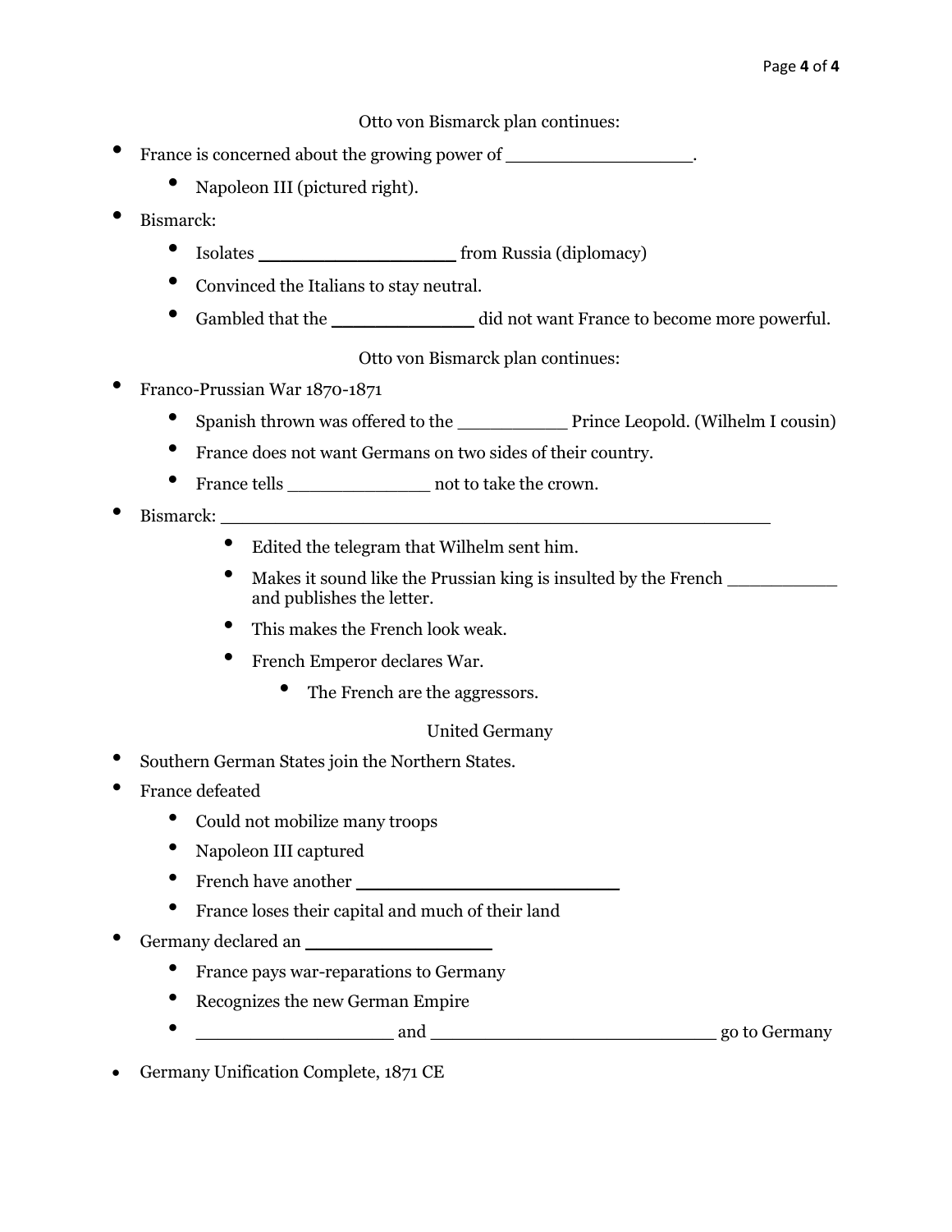Otto von Bismarck plan continues:

- France is concerned about the growing power of _________________.
  - Napoleon III (pictured right).
- Bismarck:
  - Isolates __________________ from Russia (diplomacy)
  - Convinced the Italians to stay neutral.
  - Gambled that the _____________ did not want France to become more powerful.

Otto von Bismarck plan continues:

- Franco-Prussian War 1870-1871
  - Spanish thrown was offered to the __________ Prince Leopold. (Wilhelm I cousin)
  - France does not want Germans on two sides of their country.
  - France tells _____________ not to take the crown.
- Bismarck: ___________________________________________________
  - Edited the telegram that Wilhelm sent him.
  - Makes it sound like the Prussian king is insulted by the French __________ and publishes the letter.
  - This makes the French look weak.
  - French Emperor declares War.
    - The French are the aggressors.

United Germany

- Southern German States join the Northern States.
- France defeated
  - Could not mobilize many troops
  - Napoleon III captured
  - French have another ________________________
  - France loses their capital and much of their land
- Germany declared an _________________
  - France pays war-reparations to Germany
  - Recognizes the new German Empire
  - __________________ and __________________________ go to Germany
- Germany Unification Complete, 1871 CE